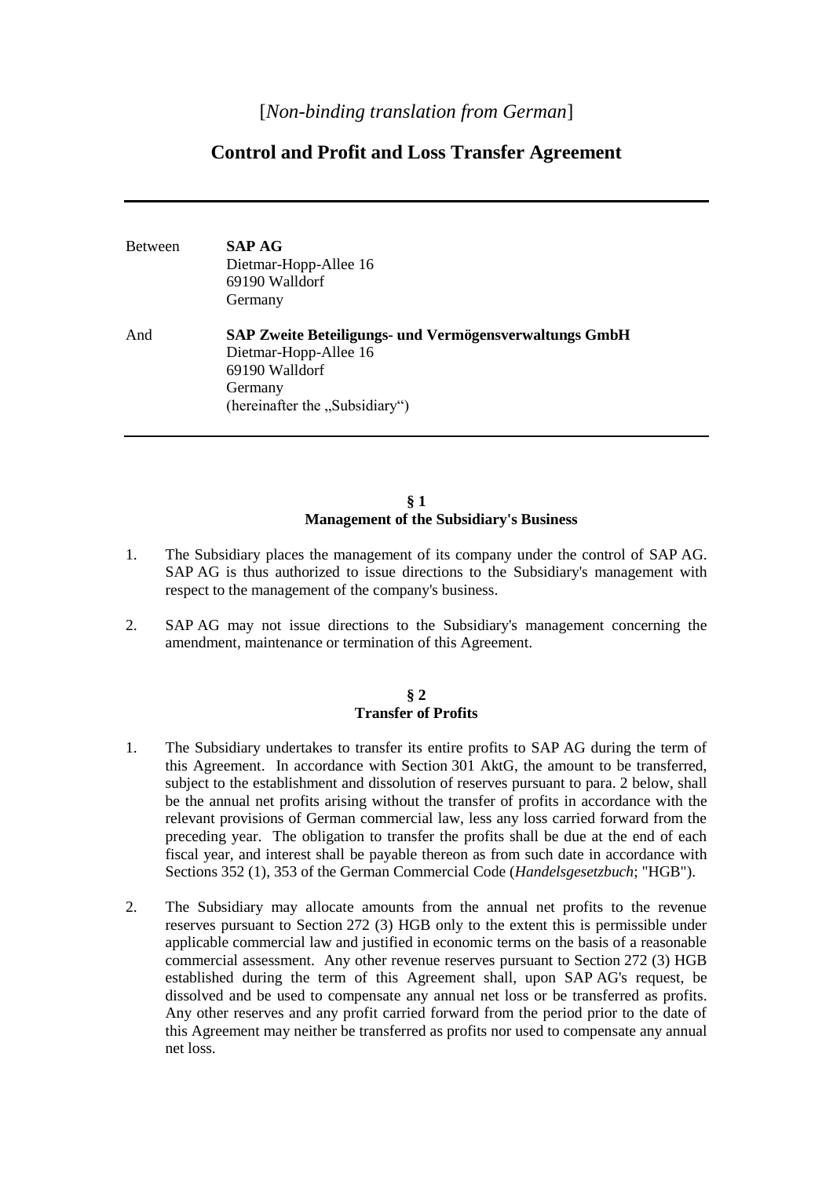[*Non-binding translation from German*]

# Control and Profit and Loss Transfer Agreement

---

Between **SAP AG**
Dietmar-Hopp-Allee 16
69190 Walldorf
Germany

And **SAP Zweite Beteiligungs- und Vermögensverwaltungs GmbH**
Dietmar-Hopp-Allee 16
69190 Walldorf
Germany
(hereinafter the „Subsidiary“)

---

## § 1
## Management of the Subsidiary's Business

1. The Subsidiary places the management of its company under the control of SAP AG. SAP AG is thus authorized to issue directions to the Subsidiary's management with respect to the management of the company's business.

2. SAP AG may not issue directions to the Subsidiary's management concerning the amendment, maintenance or termination of this Agreement.

## § 2
## Transfer of Profits

1. The Subsidiary undertakes to transfer its entire profits to SAP AG during the term of this Agreement. In accordance with Section 301 AktG, the amount to be transferred, subject to the establishment and dissolution of reserves pursuant to para. 2 below, shall be the annual net profits arising without the transfer of profits in accordance with the relevant provisions of German commercial law, less any loss carried forward from the preceding year. The obligation to transfer the profits shall be due at the end of each fiscal year, and interest shall be payable thereon as from such date in accordance with Sections 352 (1), 353 of the German Commercial Code (*Handelsgesetzbuch*; "HGB").

2. The Subsidiary may allocate amounts from the annual net profits to the revenue reserves pursuant to Section 272 (3) HGB only to the extent this is permissible under applicable commercial law and justified in economic terms on the basis of a reasonable commercial assessment. Any other revenue reserves pursuant to Section 272 (3) HGB established during the term of this Agreement shall, upon SAP AG's request, be dissolved and be used to compensate any annual net loss or be transferred as profits. Any other reserves and any profit carried forward from the period prior to the date of this Agreement may neither be transferred as profits nor used to compensate any annual net loss.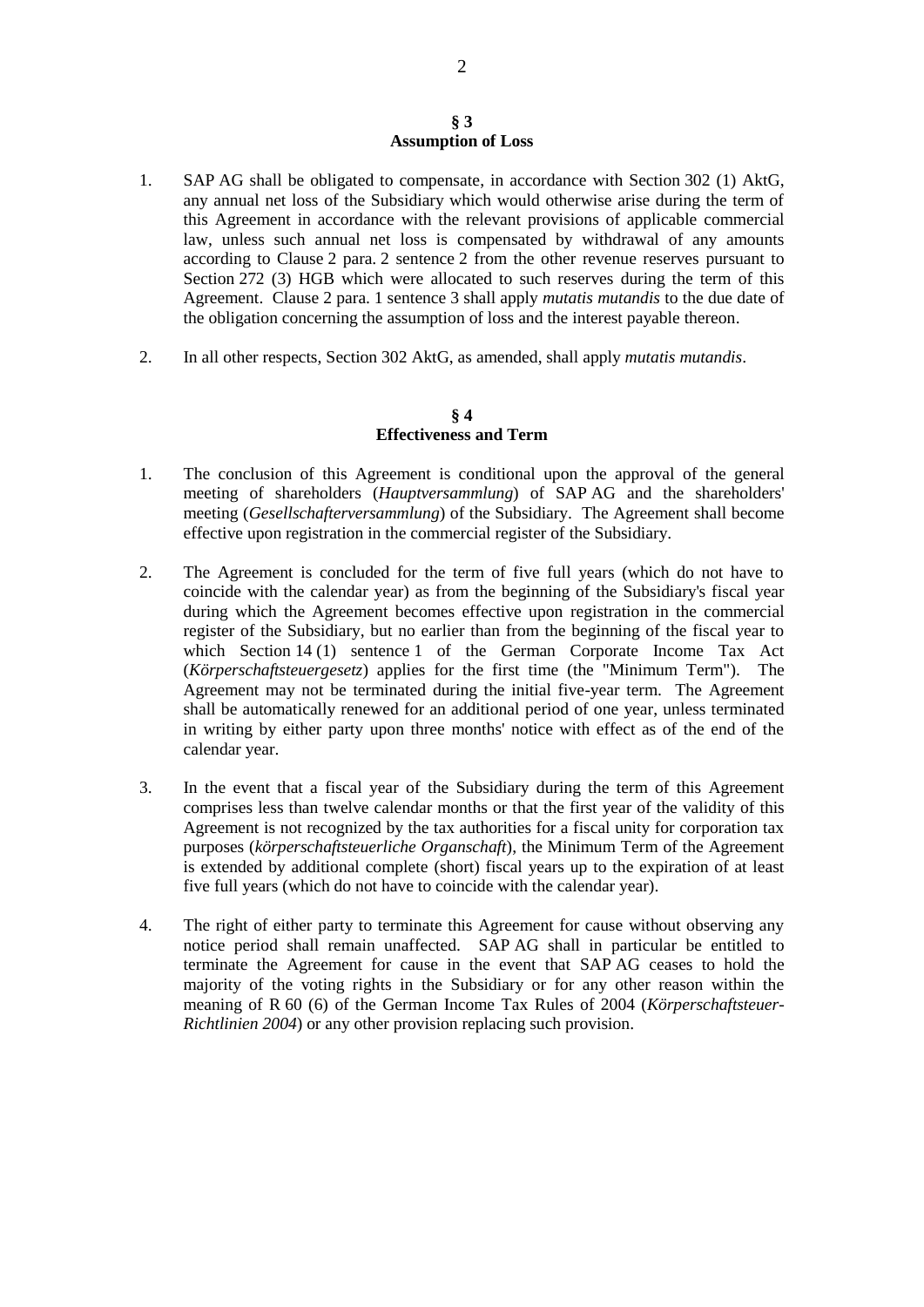## § 3
## Assumption of Loss

1. SAP AG shall be obligated to compensate, in accordance with Section 302 (1) AktG, any annual net loss of the Subsidiary which would otherwise arise during the term of this Agreement in accordance with the relevant provisions of applicable commercial law, unless such annual net loss is compensated by withdrawal of any amounts according to Clause 2 para. 2 sentence 2 from the other revenue reserves pursuant to Section 272 (3) HGB which were allocated to such reserves during the term of this Agreement. Clause 2 para. 1 sentence 3 shall apply *mutatis mutandis* to the due date of the obligation concerning the assumption of loss and the interest payable thereon.

2. In all other respects, Section 302 AktG, as amended, shall apply *mutatis mutandis*.

## § 4
## Effectiveness and Term

1. The conclusion of this Agreement is conditional upon the approval of the general meeting of shareholders (*Hauptversammlung*) of SAP AG and the shareholders' meeting (*Gesellschafterversammlung*) of the Subsidiary. The Agreement shall become effective upon registration in the commercial register of the Subsidiary.

2. The Agreement is concluded for the term of five full years (which do not have to coincide with the calendar year) as from the beginning of the Subsidiary's fiscal year during which the Agreement becomes effective upon registration in the commercial register of the Subsidiary, but no earlier than from the beginning of the fiscal year to which Section 14 (1) sentence 1 of the German Corporate Income Tax Act (*Körperschaftsteuergesetz*) applies for the first time (the "Minimum Term"). The Agreement may not be terminated during the initial five-year term. The Agreement shall be automatically renewed for an additional period of one year, unless terminated in writing by either party upon three months' notice with effect as of the end of the calendar year.

3. In the event that a fiscal year of the Subsidiary during the term of this Agreement comprises less than twelve calendar months or that the first year of the validity of this Agreement is not recognized by the tax authorities for a fiscal unity for corporation tax purposes (*körperschaftsteuerliche Organschaft*), the Minimum Term of the Agreement is extended by additional complete (short) fiscal years up to the expiration of at least five full years (which do not have to coincide with the calendar year).

4. The right of either party to terminate this Agreement for cause without observing any notice period shall remain unaffected. SAP AG shall in particular be entitled to terminate the Agreement for cause in the event that SAP AG ceases to hold the majority of the voting rights in the Subsidiary or for any other reason within the meaning of R 60 (6) of the German Income Tax Rules of 2004 (*Körperschaftsteuer-Richtlinien 2004*) or any other provision replacing such provision.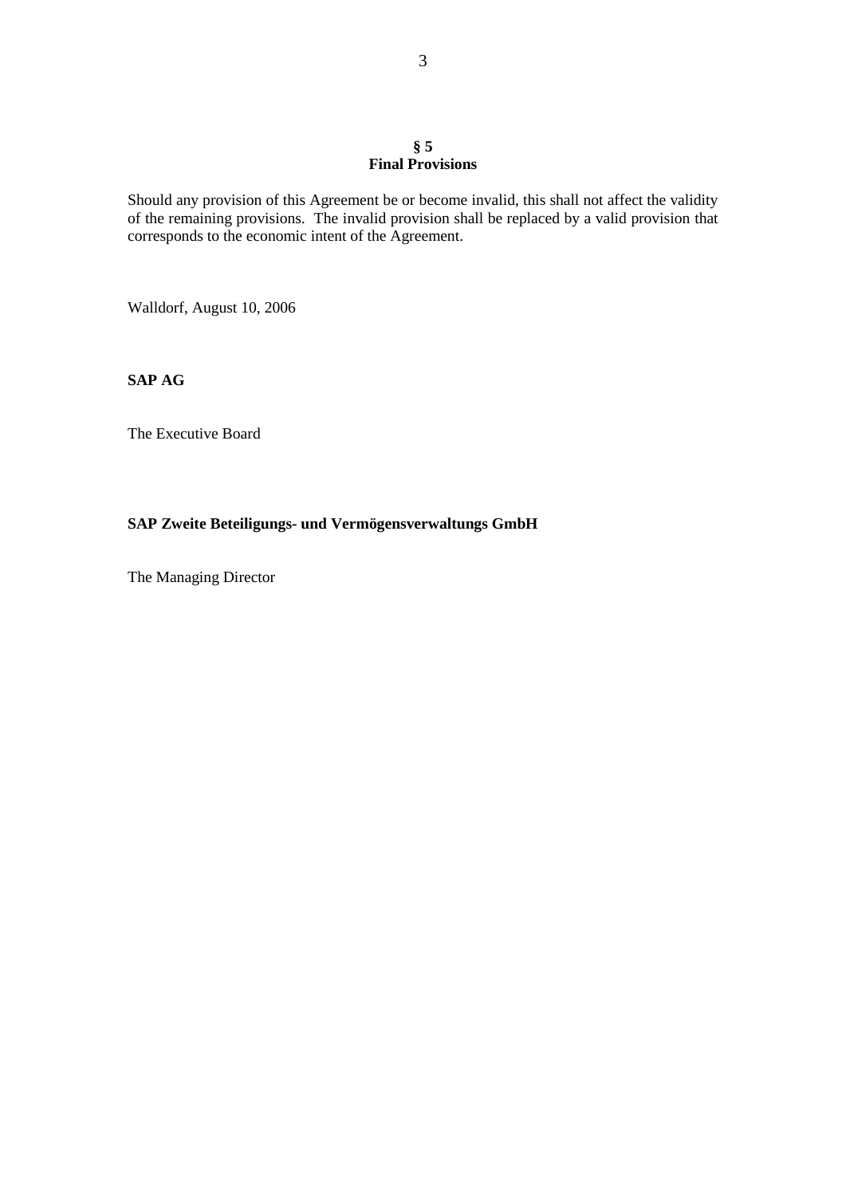## § 5
## Final Provisions

Should any provision of this Agreement be or become invalid, this shall not affect the validity of the remaining provisions. The invalid provision shall be replaced by a valid provision that corresponds to the economic intent of the Agreement.

Walldorf, August 10, 2006

**SAP AG**

The Executive Board

**SAP Zweite Beteiligungs- und Vermögensverwaltungs GmbH**

The Managing Director